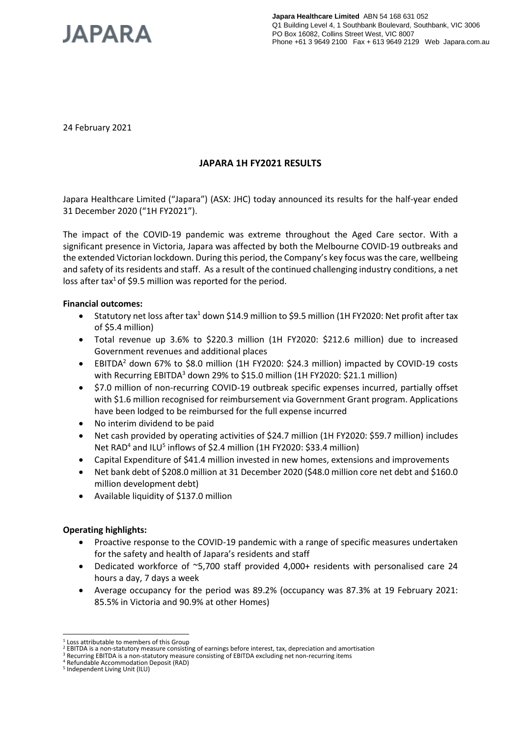JAPARA

**Japara Healthcare Limited** ABN 54 168 631 052
Q1 Building Level 4, 1 Southbank Boulevard, Southbank, VIC 3006
PO Box 16082, Collins Street West, VIC 8007
Phone +61 3 9649 2100 Fax + 613 9649 2129 Web Japara.com.au

24 February 2021

# JAPARA 1H FY2021 RESULTS

Japara Healthcare Limited ("Japara") (ASX: JHC) today announced its results for the half-year ended 31 December 2020 ("1H FY2021").

The impact of the COVID-19 pandemic was extreme throughout the Aged Care sector. With a significant presence in Victoria, Japara was affected by both the Melbourne COVID-19 outbreaks and the extended Victorian lockdown. During this period, the Company's key focus was the care, wellbeing and safety of its residents and staff. As a result of the continued challenging industry conditions, a net loss after tax[1] of $9.5 million was reported for the period.

**Financial outcomes:**

- Statutory net loss after tax[1] down $14.9 million to $9.5 million (1H FY2020: Net profit after tax of $5.4 million)
- Total revenue up 3.6% to $220.3 million (1H FY2020: $212.6 million) due to increased Government revenues and additional places
- EBITDA[2] down 67% to $8.0 million (1H FY2020: $24.3 million) impacted by COVID-19 costs with Recurring EBITDA[3] down 29% to $15.0 million (1H FY2020: $21.1 million)
- $7.0 million of non-recurring COVID-19 outbreak specific expenses incurred, partially offset with $1.6 million recognised for reimbursement via Government Grant program. Applications have been lodged to be reimbursed for the full expense incurred
- No interim dividend to be paid
- Net cash provided by operating activities of $24.7 million (1H FY2020: $59.7 million) includes Net RAD[4] and ILU[5] inflows of $2.4 million (1H FY2020: $33.4 million)
- Capital Expenditure of $41.4 million invested in new homes, extensions and improvements
- Net bank debt of $208.0 million at 31 December 2020 ($48.0 million core net debt and $160.0 million development debt)
- Available liquidity of $137.0 million

**Operating highlights:**

- Proactive response to the COVID-19 pandemic with a range of specific measures undertaken for the safety and health of Japara's residents and staff
- Dedicated workforce of ~5,700 staff provided 4,000+ residents with personalised care 24 hours a day, 7 days a week
- Average occupancy for the period was 89.2% (occupancy was 87.3% at 19 February 2021: 85.5% in Victoria and 90.9% at other Homes)

---

[1] Loss attributable to members of this Group
[2] EBITDA is a non-statutory measure consisting of earnings before interest, tax, depreciation and amortisation
[3] Recurring EBITDA is a non-statutory measure consisting of EBITDA excluding net non-recurring items
[4] Refundable Accommodation Deposit (RAD)
[5] Independent Living Unit (ILU)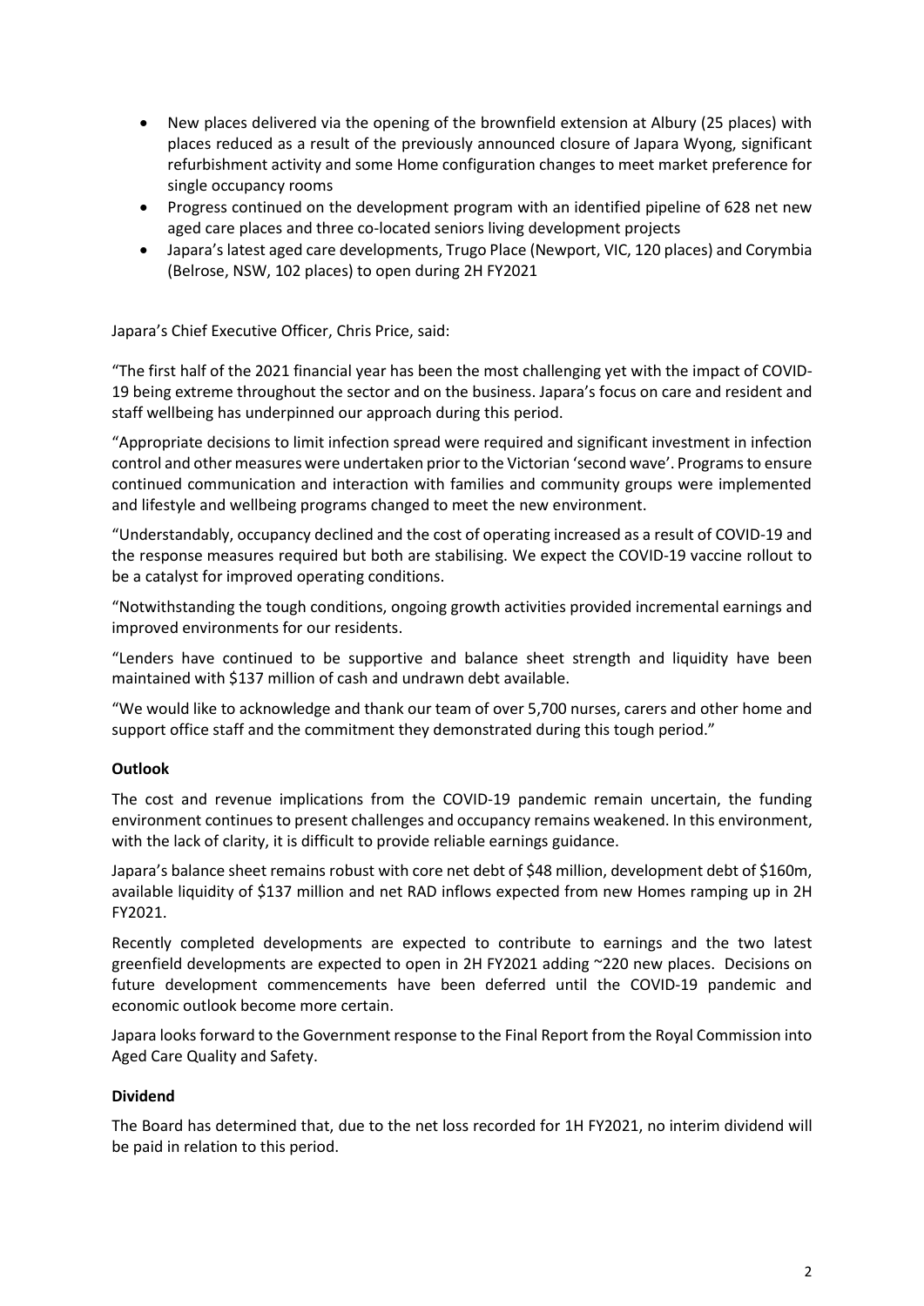- New places delivered via the opening of the brownfield extension at Albury (25 places) with places reduced as a result of the previously announced closure of Japara Wyong, significant refurbishment activity and some Home configuration changes to meet market preference for single occupancy rooms
- Progress continued on the development program with an identified pipeline of 628 net new aged care places and three co-located seniors living development projects
- Japara's latest aged care developments, Trugo Place (Newport, VIC, 120 places) and Corymbia (Belrose, NSW, 102 places) to open during 2H FY2021

Japara's Chief Executive Officer, Chris Price, said:

"The first half of the 2021 financial year has been the most challenging yet with the impact of COVID-19 being extreme throughout the sector and on the business. Japara's focus on care and resident and staff wellbeing has underpinned our approach during this period.

"Appropriate decisions to limit infection spread were required and significant investment in infection control and other measures were undertaken prior to the Victorian 'second wave'. Programs to ensure continued communication and interaction with families and community groups were implemented and lifestyle and wellbeing programs changed to meet the new environment.

"Understandably, occupancy declined and the cost of operating increased as a result of COVID-19 and the response measures required but both are stabilising. We expect the COVID-19 vaccine rollout to be a catalyst for improved operating conditions.

"Notwithstanding the tough conditions, ongoing growth activities provided incremental earnings and improved environments for our residents.

"Lenders have continued to be supportive and balance sheet strength and liquidity have been maintained with $137 million of cash and undrawn debt available.

"We would like to acknowledge and thank our team of over 5,700 nurses, carers and other home and support office staff and the commitment they demonstrated during this tough period."

**Outlook**

The cost and revenue implications from the COVID-19 pandemic remain uncertain, the funding environment continues to present challenges and occupancy remains weakened. In this environment, with the lack of clarity, it is difficult to provide reliable earnings guidance.

Japara's balance sheet remains robust with core net debt of $48 million, development debt of $160m, available liquidity of $137 million and net RAD inflows expected from new Homes ramping up in 2H FY2021.

Recently completed developments are expected to contribute to earnings and the two latest greenfield developments are expected to open in 2H FY2021 adding ~220 new places. Decisions on future development commencements have been deferred until the COVID-19 pandemic and economic outlook become more certain.

Japara looks forward to the Government response to the Final Report from the Royal Commission into Aged Care Quality and Safety.

**Dividend**

The Board has determined that, due to the net loss recorded for 1H FY2021, no interim dividend will be paid in relation to this period.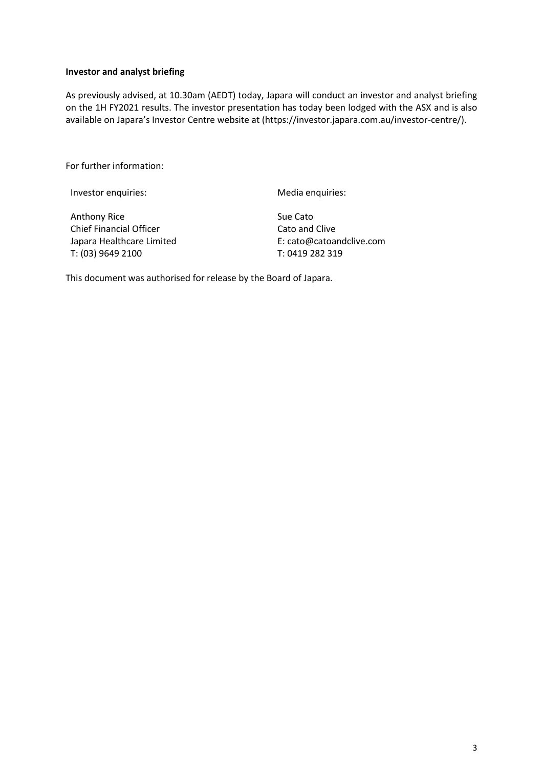**Investor and analyst briefing**

As previously advised, at 10.30am (AEDT) today, Japara will conduct an investor and analyst briefing on the 1H FY2021 results. The investor presentation has today been lodged with the ASX and is also available on Japara's Investor Centre website at (https://investor.japara.com.au/investor-centre/).

For further information:

| | |
|---|---|
| Investor enquiries: | Media enquiries: |
| Anthony Rice<br>Chief Financial Officer<br>Japara Healthcare Limited<br>T: (03) 9649 2100 | Sue Cato<br>Cato and Clive<br>E: cato@catoandclive.com<br>T: 0419 282 319 |

This document was authorised for release by the Board of Japara.